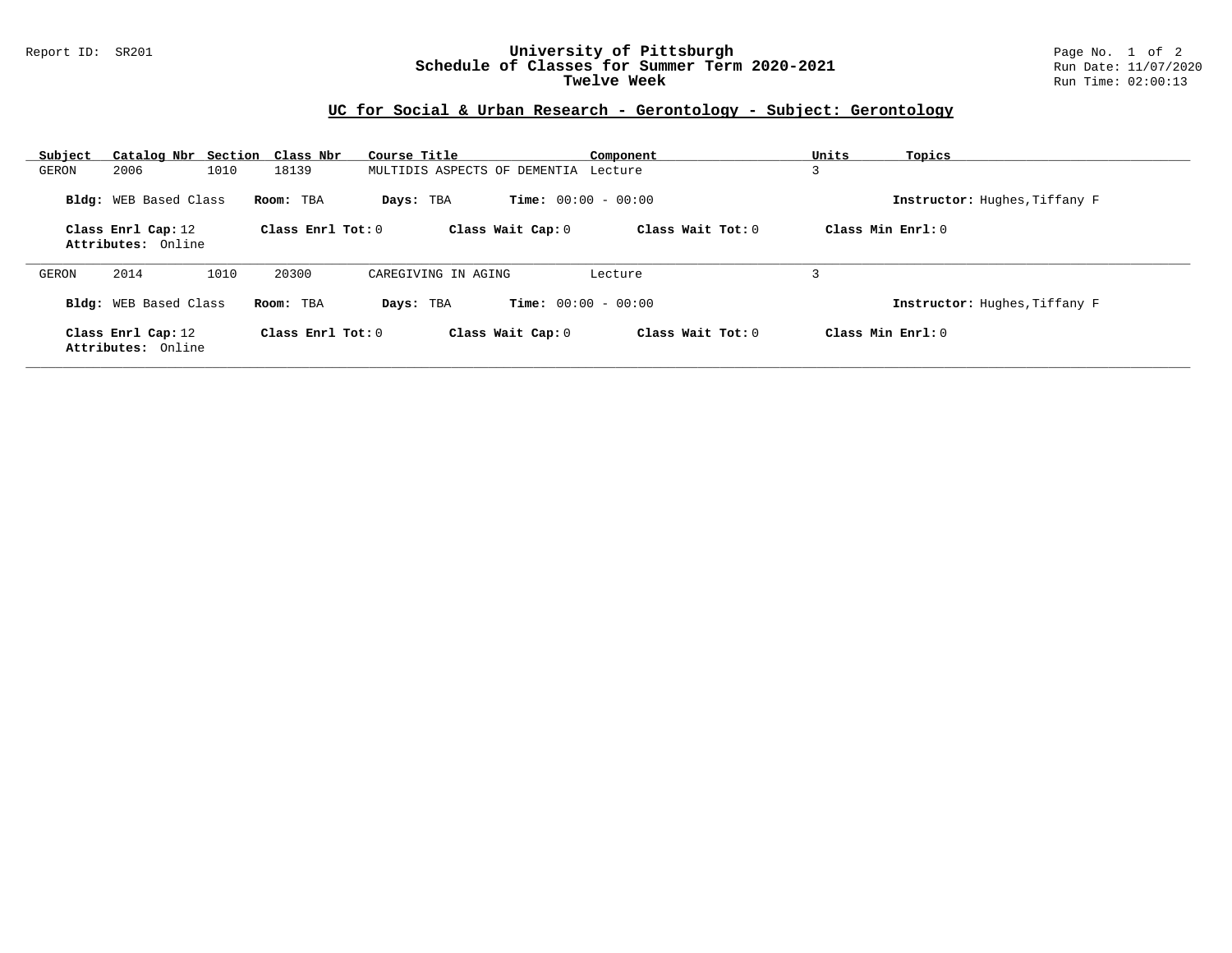Report ID: SR201

# University of Pittsburgh
## Schedule of Classes for Summer Term 2020-2021
## Twelve Week

Run Date: 11/07/2020
Run Time: 02:00:13

### UC for Social & Urban Research - Gerontology - Subject: Gerontology

| Subject | Catalog Nbr | Section | Class Nbr | Course Title | Component | Units | Topics |
|---|---|---|---|---|---|---|---|
| GERON | 2006 | 1010 | 18139 | MULTIDIS ASPECTS OF DEMENTIA | Lecture | 3 | |

**Bldg:** WEB Based Class **Room:** TBA **Days:** TBA **Time:** 00:00 - 00:00 **Instructor:** Hughes,Tiffany F

**Class Enrl Cap:** 12 **Class Enrl Tot:** 0 **Class Wait Cap:** 0 **Class Wait Tot:** 0 **Class Min Enrl:** 0
**Attributes:** Online

---

| Subject | Catalog Nbr | Section | Class Nbr | Course Title | Component | Units | Topics |
|---|---|---|---|---|---|---|---|
| GERON | 2014 | 1010 | 20300 | CAREGIVING IN AGING | Lecture | 3 | |

**Bldg:** WEB Based Class **Room:** TBA **Days:** TBA **Time:** 00:00 - 00:00 **Instructor:** Hughes,Tiffany F

**Class Enrl Cap:** 12 **Class Enrl Tot:** 0 **Class Wait Cap:** 0 **Class Wait Tot:** 0 **Class Min Enrl:** 0
**Attributes:** Online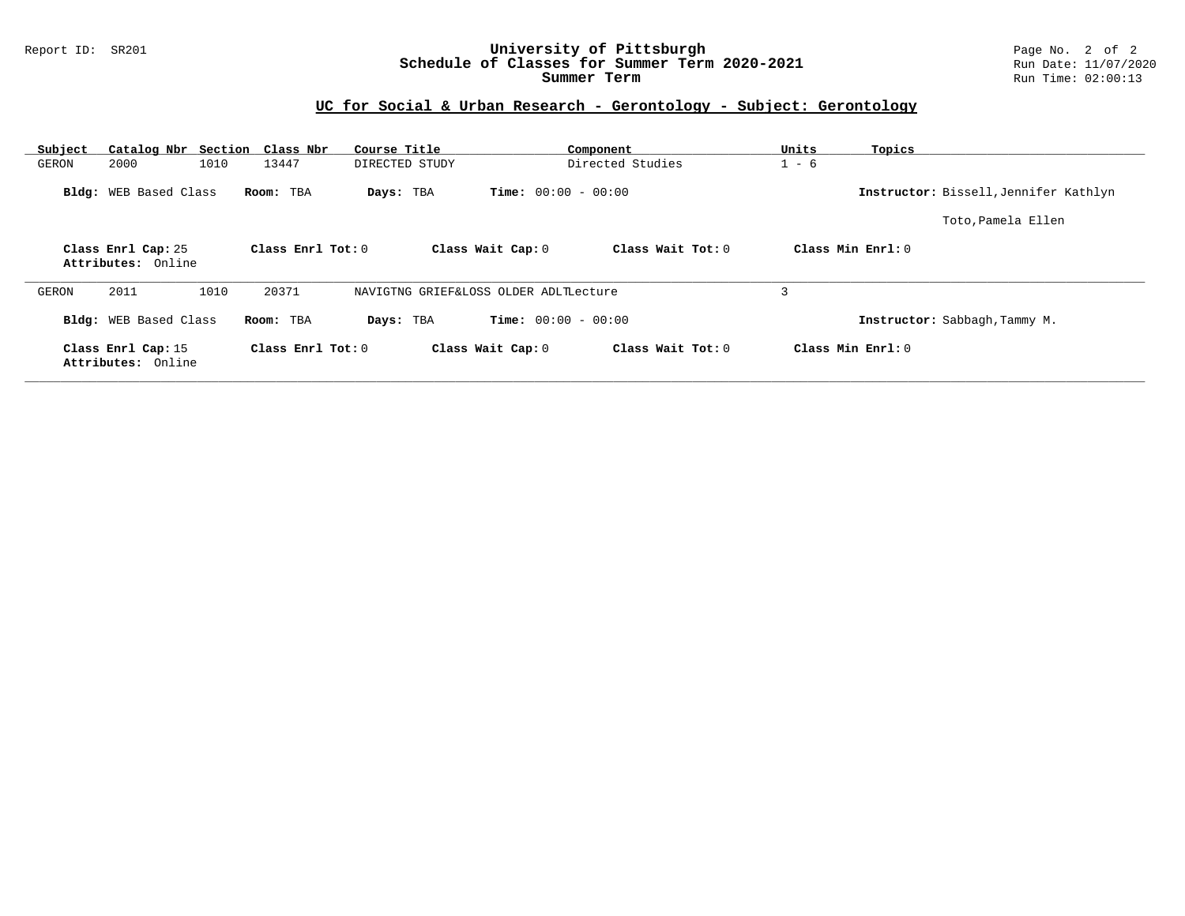## UC for Social & Urban Research - Gerontology - Subject: Gerontology

| Subject | Catalog Nbr | Section | Class Nbr | Course Title | Component | Units | Topics |
| --- | --- | --- | --- | --- | --- | --- | --- |
| GERON | 2000 | 1010 | 13447 | DIRECTED STUDY | Directed Studies | 1 - 6 | |

**Bldg:** WEB Based Class **Room:** TBA **Days:** TBA **Time:** 00:00 - 00:00 **Instructor:** Bissell,Jennifer Kathlyn

Toto,Pamela Ellen

**Class Enrl Cap:** 25 **Class Enrl Tot:** 0 **Class Wait Cap:** 0 **Class Wait Tot:** 0 **Class Min Enrl:** 0

**Attributes:** Online

| Subject | Catalog Nbr | Section | Class Nbr | Course Title | Component | Units | Topics |
| --- | --- | --- | --- | --- | --- | --- | --- |
| GERON | 2011 | 1010 | 20371 | NAVIGTNG GRIEF&LOSS OLDER ADLT | Lecture | 3 | |

**Bldg:** WEB Based Class **Room:** TBA **Days:** TBA **Time:** 00:00 - 00:00 **Instructor:** Sabbagh,Tammy M.

**Class Enrl Cap:** 15 **Class Enrl Tot:** 0 **Class Wait Cap:** 0 **Class Wait Tot:** 0 **Class Min Enrl:** 0

**Attributes:** Online